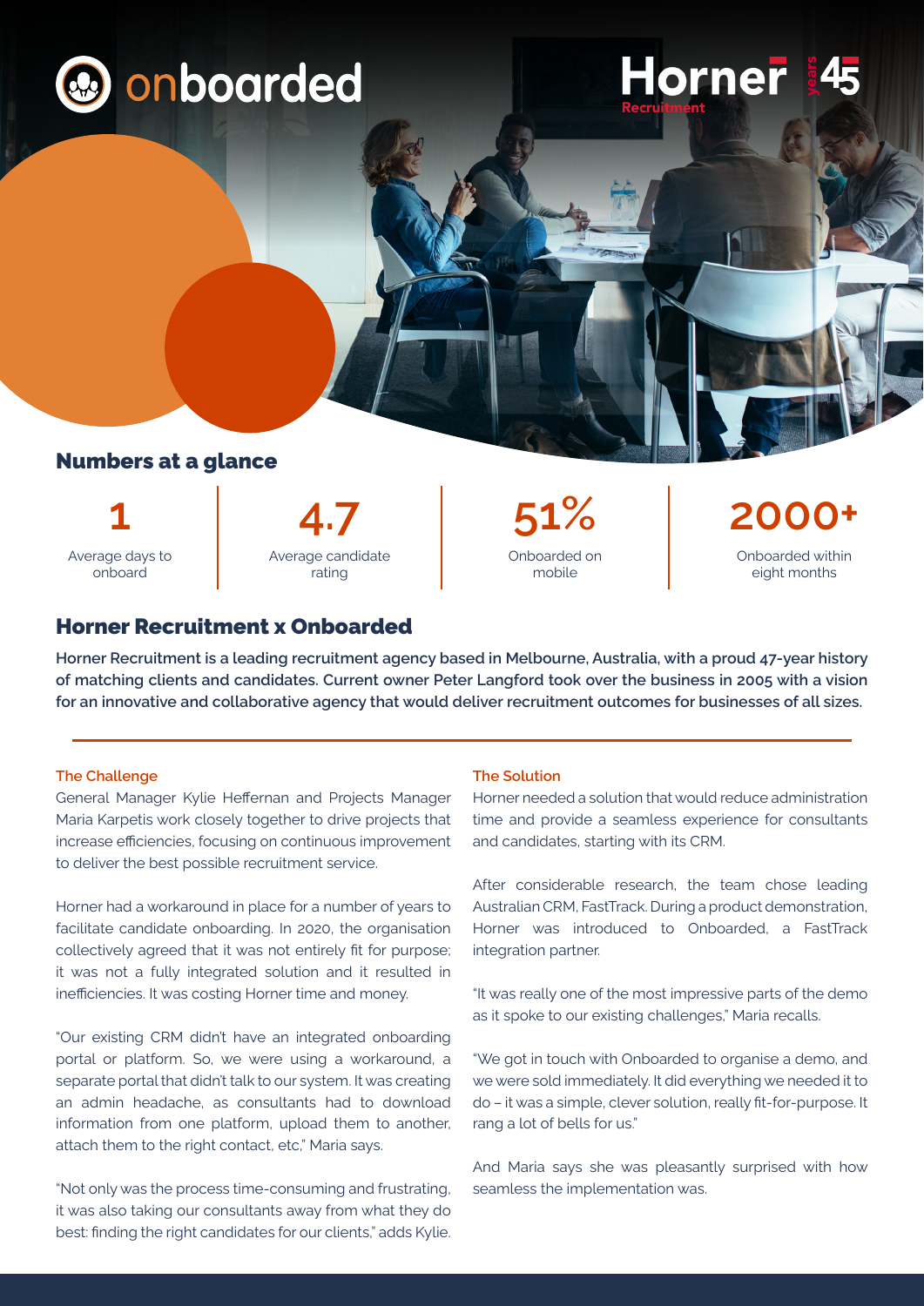onboarded

Horner Recruitment 45 years

## Numbers at a glance

| 1 | 4.7 | 51% | 2000+ |
|---|---|---|---|
| Average days to onboard | Average candidate rating | Onboarded on mobile | Onboarded within eight months |

## Horner Recruitment x Onboarded

**Horner Recruitment is a leading recruitment agency based in Melbourne, Australia, with a proud 47-year history of matching clients and candidates. Current owner Peter Langford took over the business in 2005 with a vision for an innovative and collaborative agency that would deliver recruitment outcomes for businesses of all sizes.**

### The Challenge

General Manager Kylie Heffernan and Projects Manager Maria Karpetis work closely together to drive projects that increase efficiencies, focusing on continuous improvement to deliver the best possible recruitment service.

Horner had a workaround in place for a number of years to facilitate candidate onboarding. In 2020, the organisation collectively agreed that it was not entirely fit for purpose; it was not a fully integrated solution and it resulted in inefficiencies. It was costing Horner time and money.

"Our existing CRM didn't have an integrated onboarding portal or platform. So, we were using a workaround, a separate portal that didn't talk to our system. It was creating an admin headache, as consultants had to download information from one platform, upload them to another, attach them to the right contact, etc," Maria says.

"Not only was the process time-consuming and frustrating, it was also taking our consultants away from what they do best: finding the right candidates for our clients," adds Kylie.

### The Solution

Horner needed a solution that would reduce administration time and provide a seamless experience for consultants and candidates, starting with its CRM.

After considerable research, the team chose leading Australian CRM, FastTrack. During a product demonstration, Horner was introduced to Onboarded, a FastTrack integration partner.

"It was really one of the most impressive parts of the demo as it spoke to our existing challenges," Maria recalls.

"We got in touch with Onboarded to organise a demo, and we were sold immediately. It did everything we needed it to do – it was a simple, clever solution, really fit-for-purpose. It rang a lot of bells for us."

And Maria says she was pleasantly surprised with how seamless the implementation was.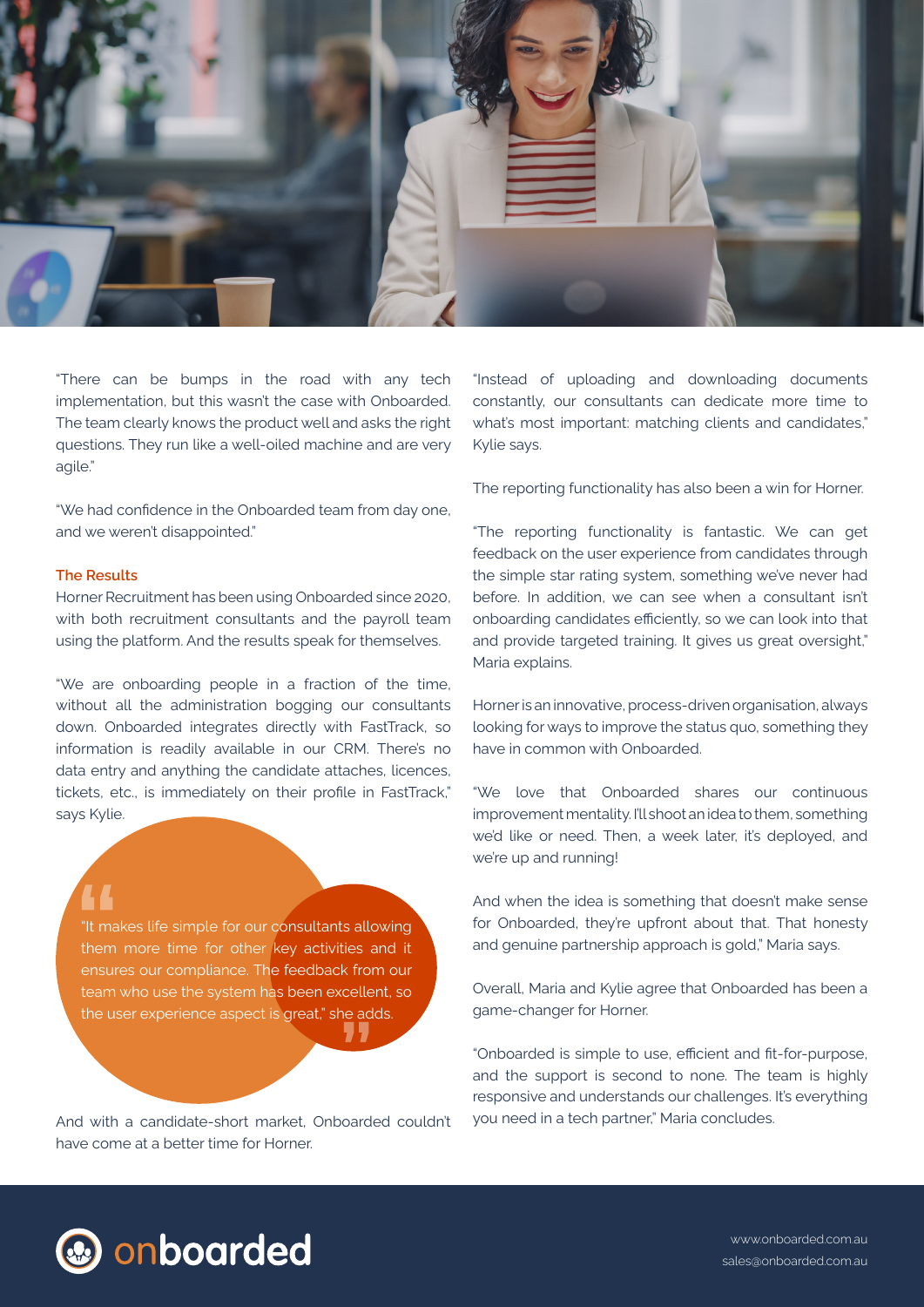"There can be bumps in the road with any tech implementation, but this wasn't the case with Onboarded. The team clearly knows the product well and asks the right questions. They run like a well-oiled machine and are very agile."

"We had confidence in the Onboarded team from day one, and we weren't disappointed."

### The Results

Horner Recruitment has been using Onboarded since 2020, with both recruitment consultants and the payroll team using the platform. And the results speak for themselves.

"We are onboarding people in a fraction of the time, without all the administration bogging our consultants down. Onboarded integrates directly with FastTrack, so information is readily available in our CRM. There's no data entry and anything the candidate attaches, licences, tickets, etc., is immediately on their profile in FastTrack," says Kylie.

> "It makes life simple for our consultants allowing them more time for other key activities and it ensures our compliance. The feedback from our team who use the system has been excellent, so the user experience aspect is great," she adds.

And with a candidate-short market, Onboarded couldn't have come at a better time for Horner.

"Instead of uploading and downloading documents constantly, our consultants can dedicate more time to what's most important: matching clients and candidates," Kylie says.

The reporting functionality has also been a win for Horner.

"The reporting functionality is fantastic. We can get feedback on the user experience from candidates through the simple star rating system, something we've never had before. In addition, we can see when a consultant isn't onboarding candidates efficiently, so we can look into that and provide targeted training. It gives us great oversight," Maria explains.

Horner is an innovative, process-driven organisation, always looking for ways to improve the status quo, something they have in common with Onboarded.

"We love that Onboarded shares our continuous improvement mentality. I'll shoot an idea to them, something we'd like or need. Then, a week later, it's deployed, and we're up and running!

And when the idea is something that doesn't make sense for Onboarded, they're upfront about that. That honesty and genuine partnership approach is gold," Maria says.

Overall, Maria and Kylie agree that Onboarded has been a game-changer for Horner.

"Onboarded is simple to use, efficient and fit-for-purpose, and the support is second to none. The team is highly responsive and understands our challenges. It's everything you need in a tech partner," Maria concludes.

onboarded

www.onboarded.com.au
sales@onboarded.com.au